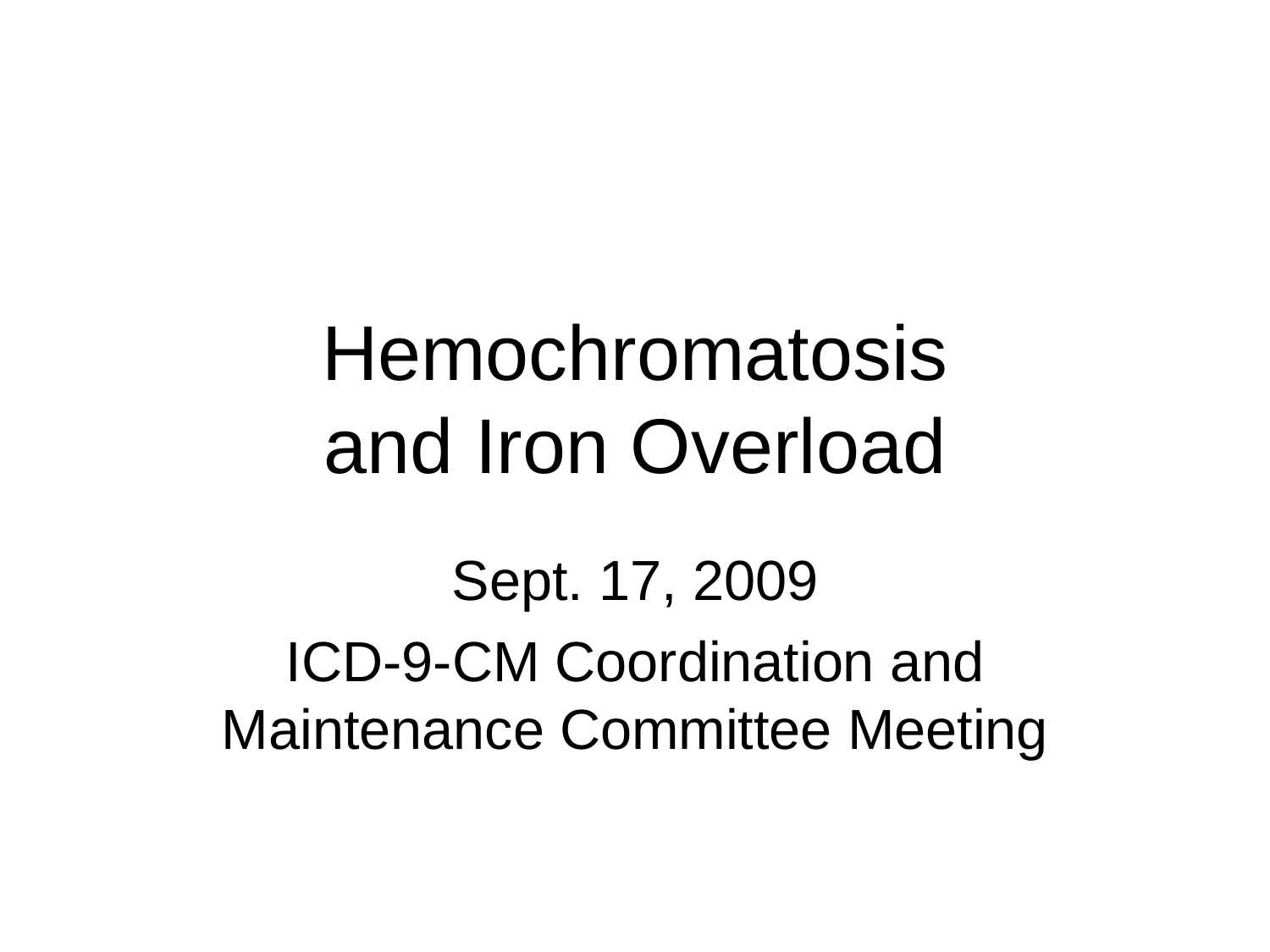# Hemochromatosis and Iron Overload

Sept. 17, 2009

ICD-9-CM Coordination and Maintenance Committee Meeting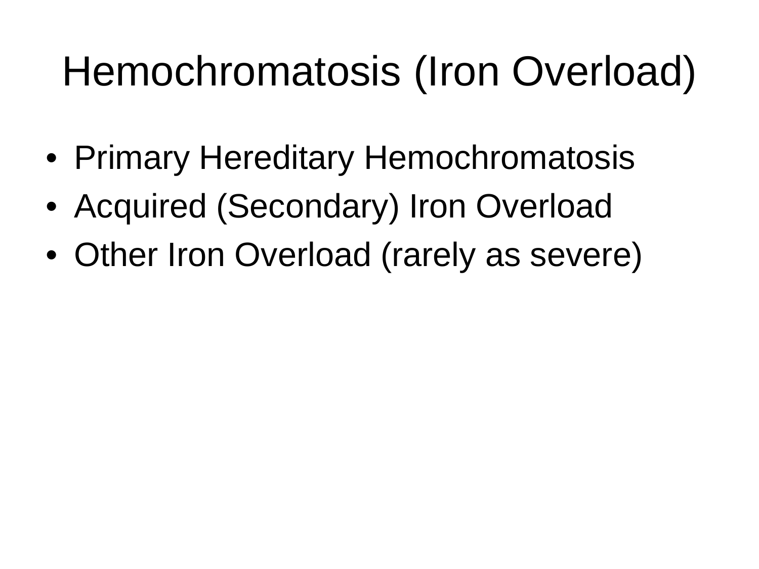# Hemochromatosis (Iron Overload)

- Primary Hereditary Hemochromatosis
- Acquired (Secondary) Iron Overload
- Other Iron Overload (rarely as severe)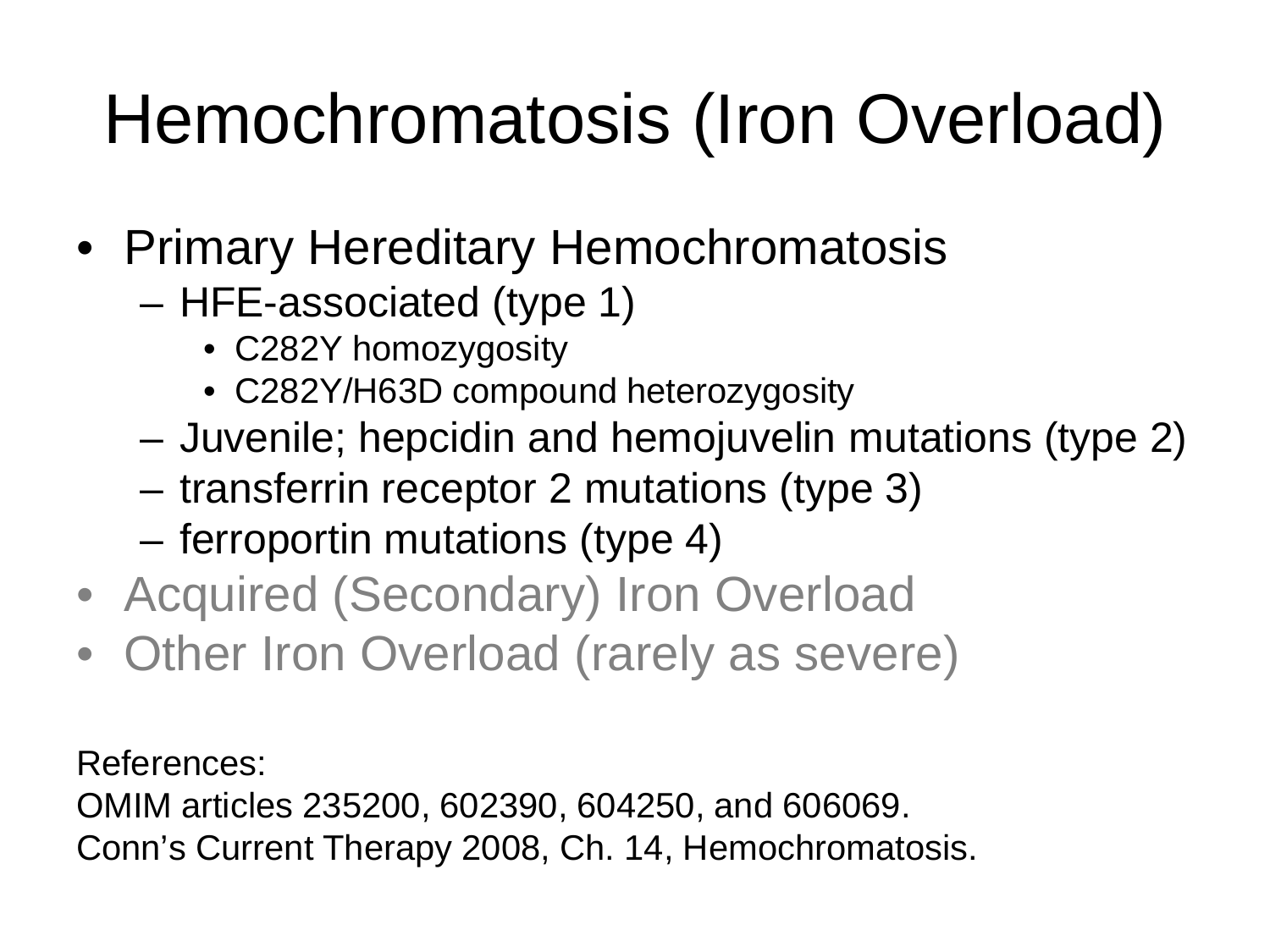# Hemochromatosis (Iron Overload)

- Primary Hereditary Hemochromatosis
  - HFE-associated (type 1)
    - C282Y homozygosity
    - C282Y/H63D compound heterozygosity
  - Juvenile; hepcidin and hemojuvelin mutations (type 2)
  - transferrin receptor 2 mutations (type 3)
  - ferroportin mutations (type 4)
- Acquired (Secondary) Iron Overload
- Other Iron Overload (rarely as severe)

References:
OMIM articles 235200, 602390, 604250, and 606069.
Conn's Current Therapy 2008, Ch. 14, Hemochromatosis.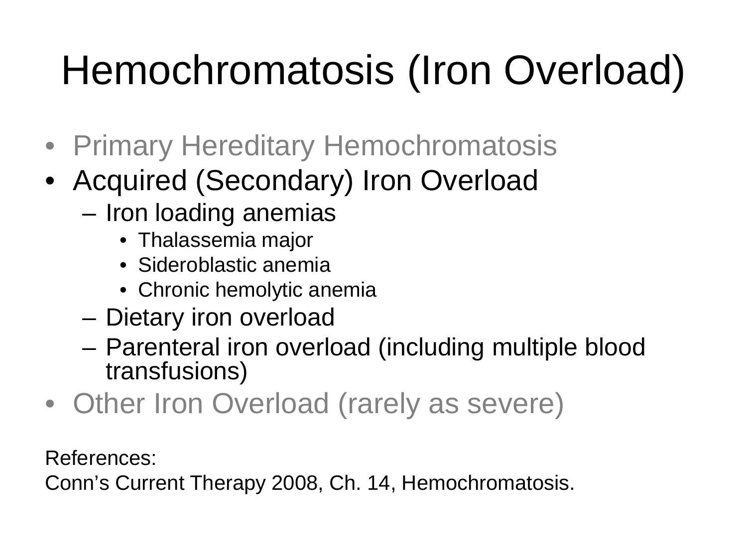# Hemochromatosis (Iron Overload)

- Primary Hereditary Hemochromatosis
- Acquired (Secondary) Iron Overload
  - Iron loading anemias
    - Thalassemia major
    - Sideroblastic anemia
    - Chronic hemolytic anemia
  - Dietary iron overload
  - Parenteral iron overload (including multiple blood transfusions)
- Other Iron Overload (rarely as severe)

References:

Conn's Current Therapy 2008, Ch. 14, Hemochromatosis.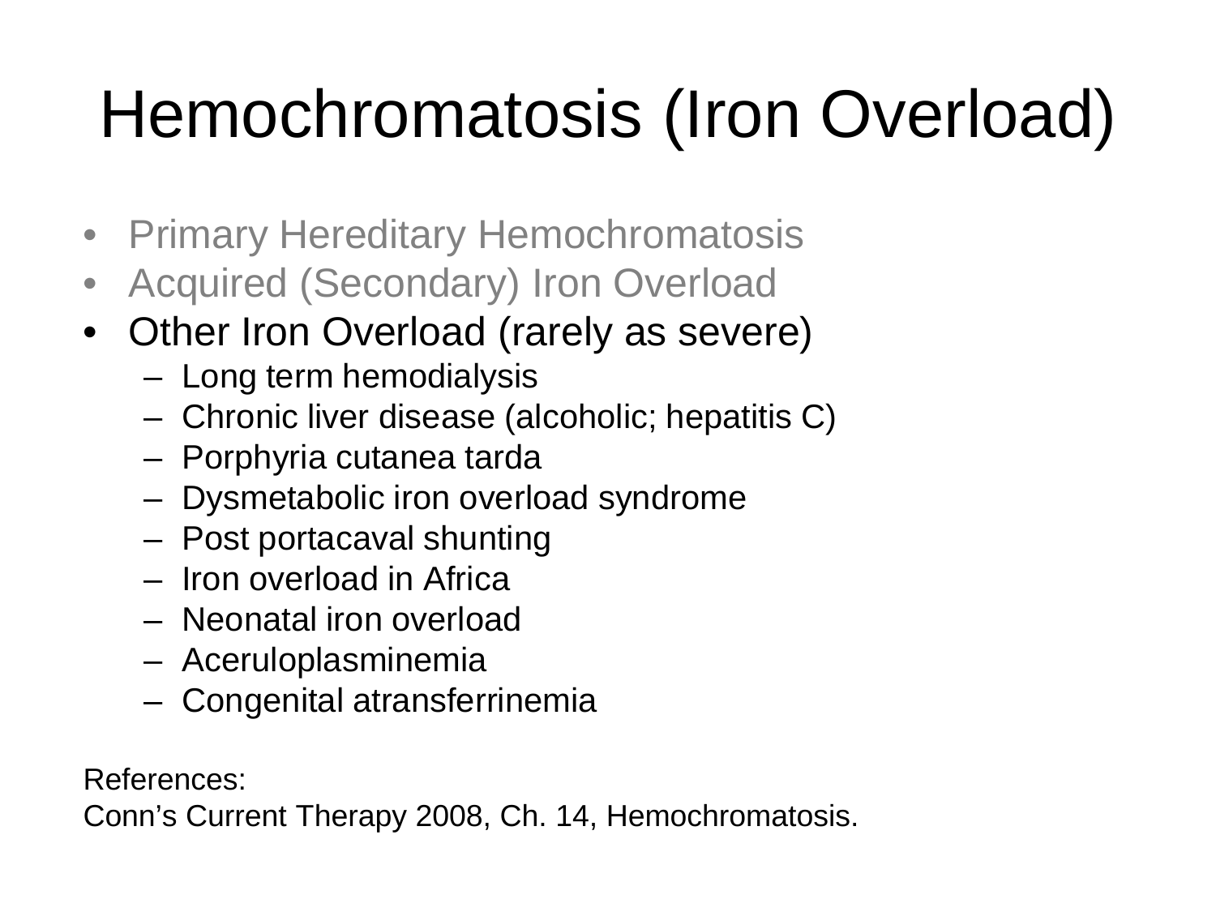# Hemochromatosis (Iron Overload)

- Primary Hereditary Hemochromatosis
- Acquired (Secondary) Iron Overload
- Other Iron Overload (rarely as severe)
  - Long term hemodialysis
  - Chronic liver disease (alcoholic; hepatitis C)
  - Porphyria cutanea tarda
  - Dysmetabolic iron overload syndrome
  - Post portacaval shunting
  - Iron overload in Africa
  - Neonatal iron overload
  - Aceruloplasminemia
  - Congenital atransferrinemia

References:
Conn's Current Therapy 2008, Ch. 14, Hemochromatosis.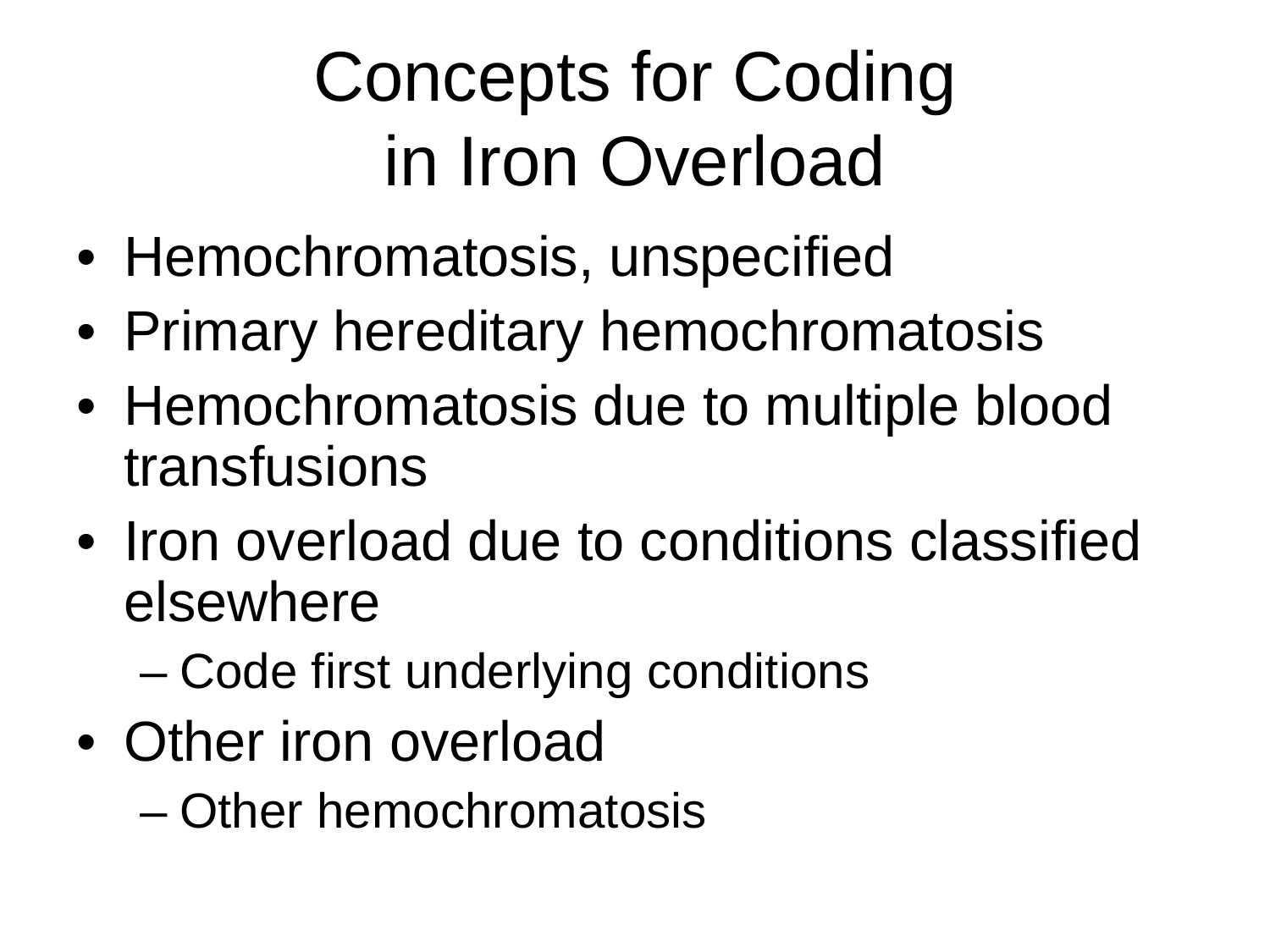# Concepts for Coding in Iron Overload

- Hemochromatosis, unspecified
- Primary hereditary hemochromatosis
- Hemochromatosis due to multiple blood transfusions
- Iron overload due to conditions classified elsewhere
  - Code first underlying conditions
- Other iron overload
  - Other hemochromatosis